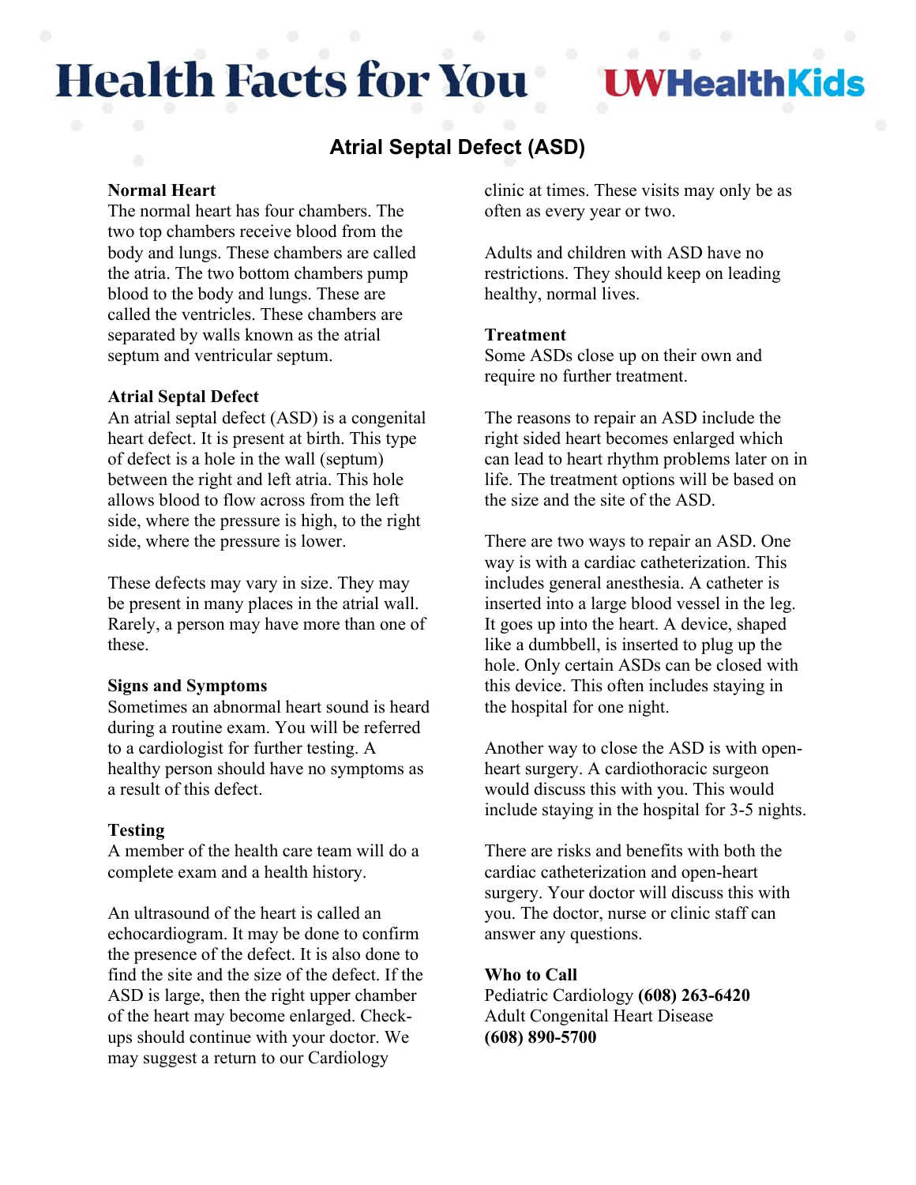# Health Facts for You

UWHealthKids

## Atrial Septal Defect (ASD)

### Normal Heart

The normal heart has four chambers. The two top chambers receive blood from the body and lungs. These chambers are called the atria. The two bottom chambers pump blood to the body and lungs. These are called the ventricles. These chambers are separated by walls known as the atrial septum and ventricular septum.

### Atrial Septal Defect

An atrial septal defect (ASD) is a congenital heart defect. It is present at birth. This type of defect is a hole in the wall (septum) between the right and left atria. This hole allows blood to flow across from the left side, where the pressure is high, to the right side, where the pressure is lower.

These defects may vary in size. They may be present in many places in the atrial wall. Rarely, a person may have more than one of these.

### Signs and Symptoms

Sometimes an abnormal heart sound is heard during a routine exam. You will be referred to a cardiologist for further testing. A healthy person should have no symptoms as a result of this defect.

### Testing

A member of the health care team will do a complete exam and a health history.

An ultrasound of the heart is called an echocardiogram. It may be done to confirm the presence of the defect. It is also done to find the site and the size of the defect. If the ASD is large, then the right upper chamber of the heart may become enlarged. Check-ups should continue with your doctor. We may suggest a return to our Cardiology clinic at times. These visits may only be as often as every year or two.

Adults and children with ASD have no restrictions. They should keep on leading healthy, normal lives.

### Treatment

Some ASDs close up on their own and require no further treatment.

The reasons to repair an ASD include the right sided heart becomes enlarged which can lead to heart rhythm problems later on in life. The treatment options will be based on the size and the site of the ASD.

There are two ways to repair an ASD. One way is with a cardiac catheterization. This includes general anesthesia. A catheter is inserted into a large blood vessel in the leg. It goes up into the heart. A device, shaped like a dumbbell, is inserted to plug up the hole. Only certain ASDs can be closed with this device. This often includes staying in the hospital for one night.

Another way to close the ASD is with open-heart surgery. A cardiothoracic surgeon would discuss this with you. This would include staying in the hospital for 3-5 nights.

There are risks and benefits with both the cardiac catheterization and open-heart surgery. Your doctor will discuss this with you. The doctor, nurse or clinic staff can answer any questions.

### Who to Call

Pediatric Cardiology **(608) 263-6420**
Adult Congenital Heart Disease **(608) 890-5700**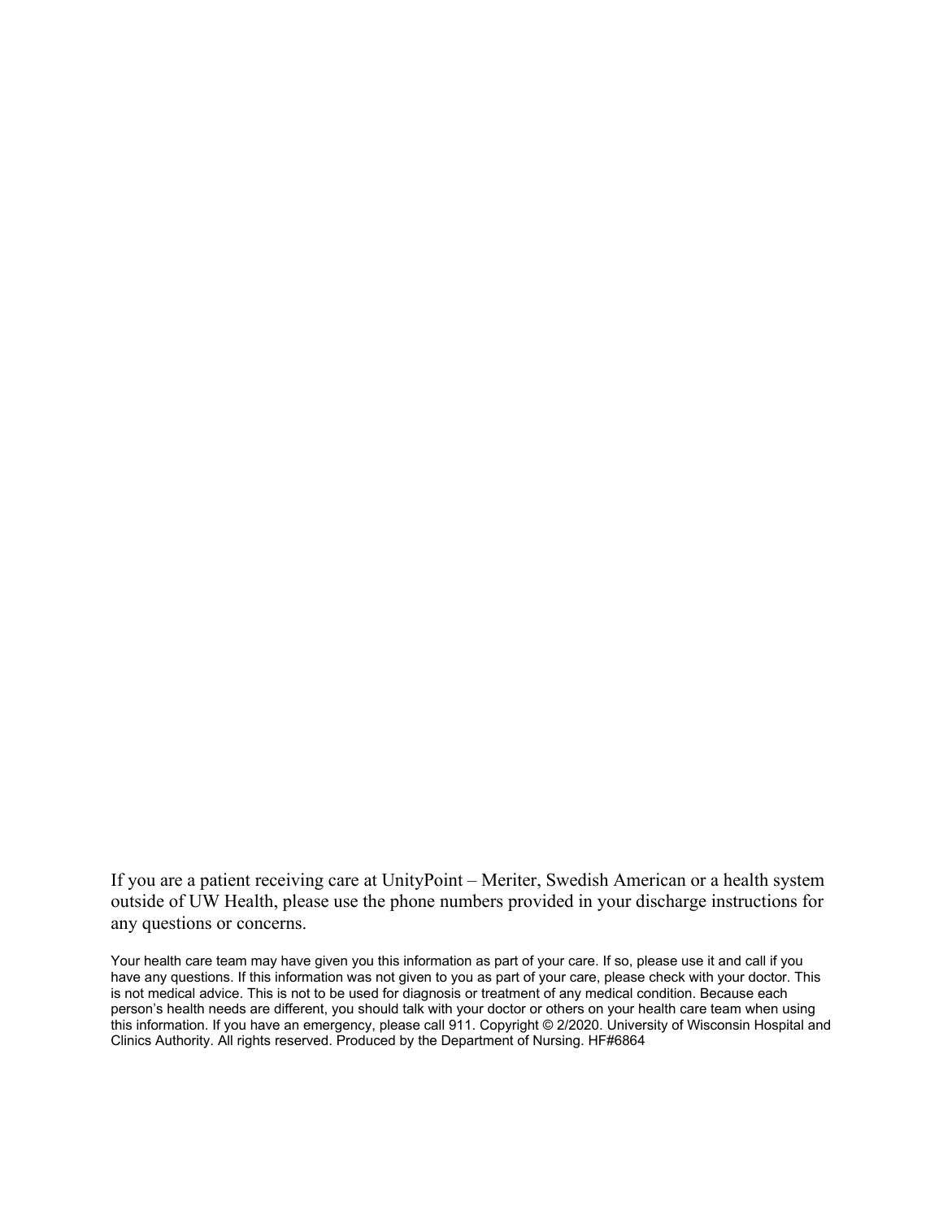If you are a patient receiving care at UnityPoint – Meriter, Swedish American or a health system outside of UW Health, please use the phone numbers provided in your discharge instructions for any questions or concerns.

Your health care team may have given you this information as part of your care. If so, please use it and call if you have any questions. If this information was not given to you as part of your care, please check with your doctor. This is not medical advice. This is not to be used for diagnosis or treatment of any medical condition. Because each person's health needs are different, you should talk with your doctor or others on your health care team when using this information. If you have an emergency, please call 911. Copyright © 2/2020. University of Wisconsin Hospital and Clinics Authority. All rights reserved. Produced by the Department of Nursing. HF#6864